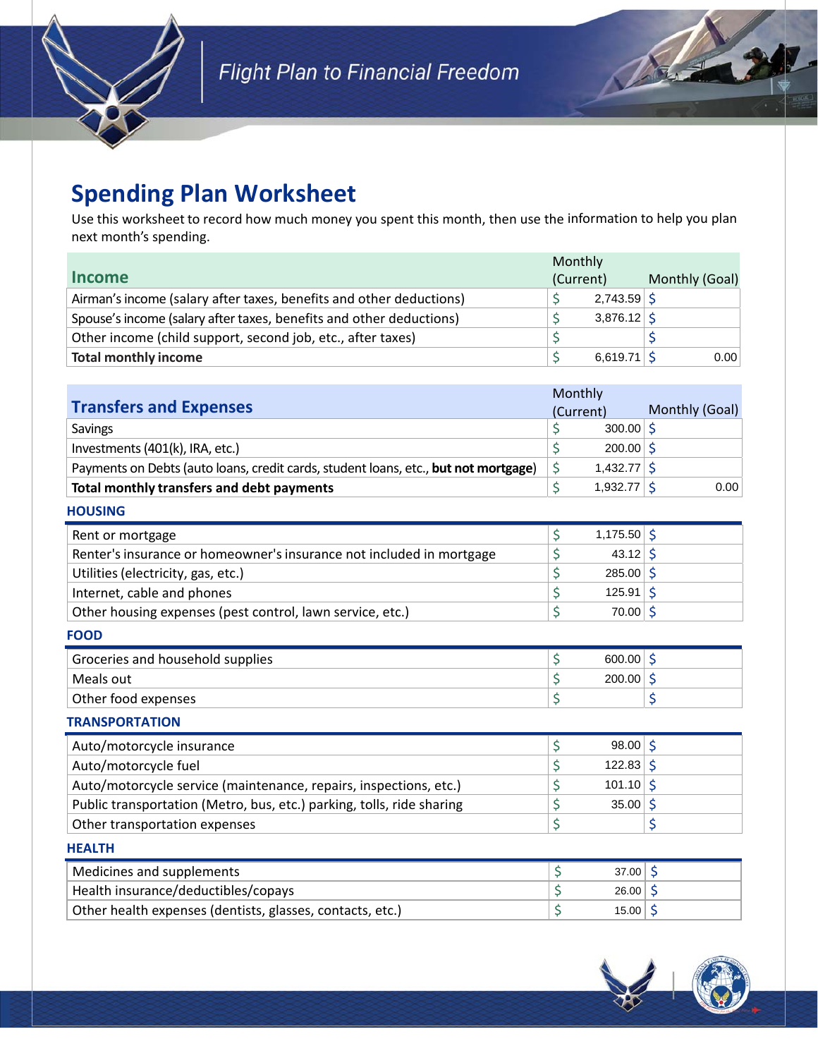# Flight Plan to Financial Freedom

## Spending Plan Worksheet

Use this worksheet to record how much money you spent this month, then use the information to help you plan next month's spending.

| Income | Monthly (Current) | Monthly (Goal) |
|---|---|---|
| Airman's income (salary after taxes, benefits and other deductions) | $ 2,743.59 | $ |
| Spouse's income (salary after taxes, benefits and other deductions) | $ 3,876.12 | $ |
| Other income (child support, second job, etc., after taxes) | $ | $ |
| **Total monthly income** | $ 6,619.71 | $ 0.00 |

| Transfers and Expenses | Monthly (Current) | Monthly (Goal) |
|---|---|---|
| Savings | $ 300.00 | $ |
| Investments (401(k), IRA, etc.) | $ 200.00 | $ |
| Payments on Debts (auto loans, credit cards, student loans, etc., **but not mortgage**) | $ 1,432.77 | $ |
| **Total monthly transfers and debt payments** | $ 1,932.77 | $ 0.00 |

### HOUSING

| | | |
|---|---|---|
| Rent or mortgage | $ 1,175.50 | $ |
| Renter's insurance or homeowner's insurance not included in mortgage | $ 43.12 | $ |
| Utilities (electricity, gas, etc.) | $ 285.00 | $ |
| Internet, cable and phones | $ 125.91 | $ |
| Other housing expenses (pest control, lawn service, etc.) | $ 70.00 | $ |

### FOOD

| | | |
|---|---|---|
| Groceries and household supplies | $ 600.00 | $ |
| Meals out | $ 200.00 | $ |
| Other food expenses | $ | $ |

### TRANSPORTATION

| | | |
|---|---|---|
| Auto/motorcycle insurance | $ 98.00 | $ |
| Auto/motorcycle fuel | $ 122.83 | $ |
| Auto/motorcycle service (maintenance, repairs, inspections, etc.) | $ 101.10 | $ |
| Public transportation (Metro, bus, etc.) parking, tolls, ride sharing | $ 35.00 | $ |
| Other transportation expenses | $ | $ |

### HEALTH

| | | |
|---|---|---|
| Medicines and supplements | $ 37.00 | $ |
| Health insurance/deductibles/copays | $ 26.00 | $ |
| Other health expenses (dentists, glasses, contacts, etc.) | $ 15.00 | $ |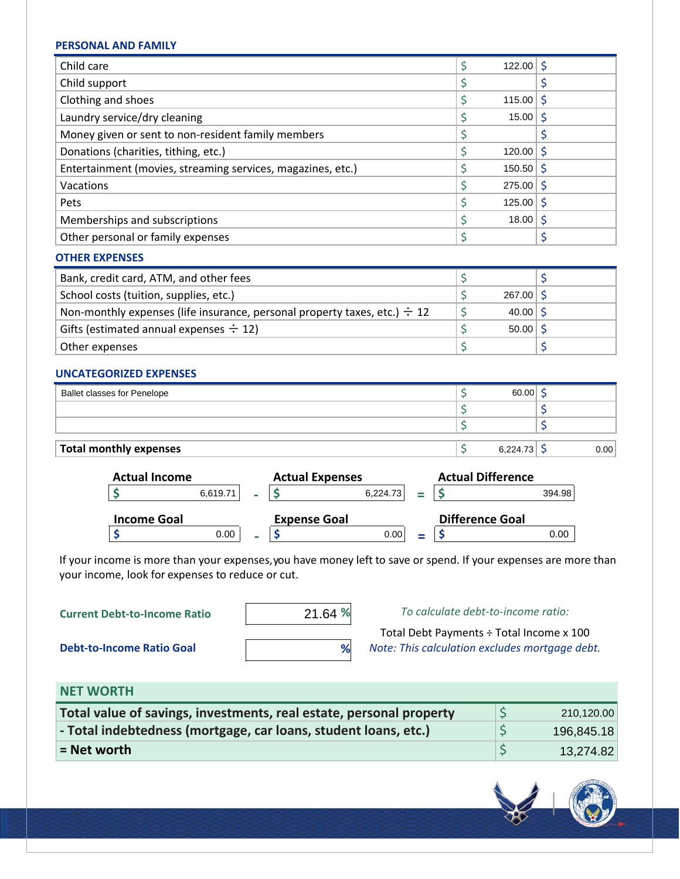## PERSONAL AND FAMILY

| | | |
|---|---|---|
| Child care | $ 122.00 | $ |
| Child support | $ | $ |
| Clothing and shoes | $ 115.00 | $ |
| Laundry service/dry cleaning | $ 15.00 | $ |
| Money given or sent to non-resident family members | $ | $ |
| Donations (charities, tithing, etc.) | $ 120.00 | $ |
| Entertainment (movies, streaming services, magazines, etc.) | $ 150.50 | $ |
| Vacations | $ 275.00 | $ |
| Pets | $ 125.00 | $ |
| Memberships and subscriptions | $ 18.00 | $ |
| Other personal or family expenses | $ | $ |

## OTHER EXPENSES

| | | |
|---|---|---|
| Bank, credit card, ATM, and other fees | $ | $ |
| School costs (tuition, supplies, etc.) | $ 267.00 | $ |
| Non-monthly expenses (life insurance, personal property taxes, etc.) ÷ 12 | $ 40.00 | $ |
| Gifts (estimated annual expenses ÷ 12) | $ 50.00 | $ |
| Other expenses | $ | $ |

## UNCATEGORIZED EXPENSES

| | | |
|---|---|---|
| Ballet classes for Penelope | $ 60.00 | $ |
| | $ | $ |
| | $ | $ |

| | | |
|---|---|---|
| **Total monthly expenses** | $ 6,224.73 | $ 0.00 |

| Actual Income | | Actual Expenses | | Actual Difference |
|---|---|---|---|---|
| $ 6,619.71 | - | $ 6,224.73 | = | $ 394.98 |
| **Income Goal** | | **Expense Goal** | | **Difference Goal** |
| $ 0.00 | - | $ 0.00 | = | $ 0.00 |

If your income is more than your expenses,you have money left to save or spend. If your expenses are more than your income, look for expenses to reduce or cut.

| | |
|---|---|
| **Current Debt-to-Income Ratio** | 21.64 % |
| **Debt-to-Income Ratio Goal** | % |

*To calculate debt-to-income ratio:*

Total Debt Payments ÷ Total Income x 100

*Note: This calculation excludes mortgage debt.*

## NET WORTH

| | |
|---|---|
| **Total value of savings, investments, real estate, personal property** | $ 210,120.00 |
| **- Total indebtedness (mortgage, car loans, student loans, etc.)** | $ 196,845.18 |
| **= Net worth** | $ 13,274.82 |